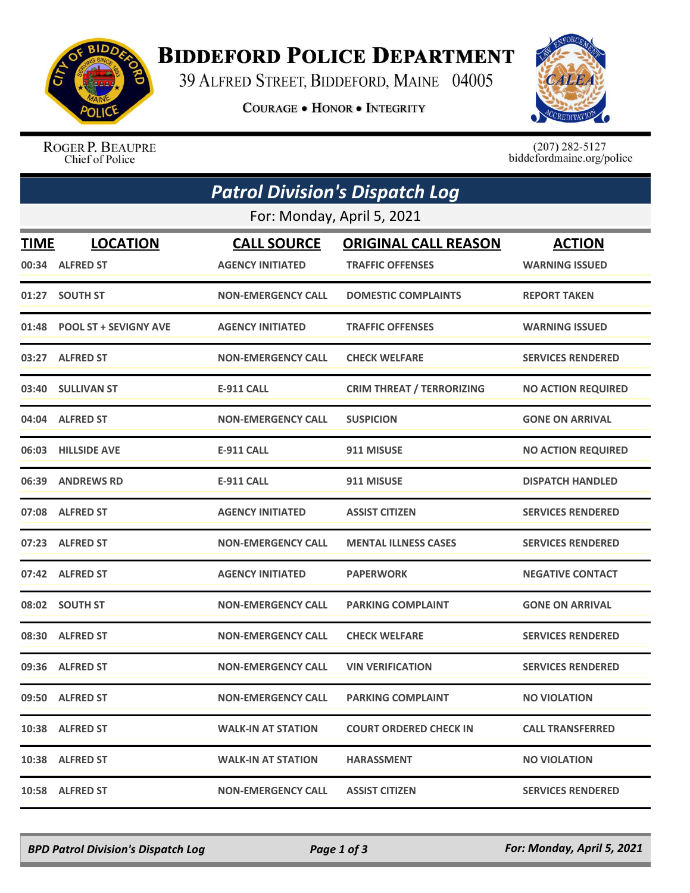# Biddeford Police Department

39 Alfred Street, Biddeford, Maine 04005

**Courage • Honor • Integrity**

Roger P. Beaupre
Chief of Police

(207) 282-5127
biddefordmaine.org/police

## *Patrol Division's Dispatch Log*

For: Monday, April 5, 2021

| TIME | LOCATION | CALL SOURCE | ORIGINAL CALL REASON | ACTION |
|---|---|---|---|---|
| 00:34 | ALFRED ST | AGENCY INITIATED | TRAFFIC OFFENSES | WARNING ISSUED |
| 01:27 | SOUTH ST | NON-EMERGENCY CALL | DOMESTIC COMPLAINTS | REPORT TAKEN |
| 01:48 | POOL ST + SEVIGNY AVE | AGENCY INITIATED | TRAFFIC OFFENSES | WARNING ISSUED |
| 03:27 | ALFRED ST | NON-EMERGENCY CALL | CHECK WELFARE | SERVICES RENDERED |
| 03:40 | SULLIVAN ST | E-911 CALL | CRIM THREAT / TERRORIZING | NO ACTION REQUIRED |
| 04:04 | ALFRED ST | NON-EMERGENCY CALL | SUSPICION | GONE ON ARRIVAL |
| 06:03 | HILLSIDE AVE | E-911 CALL | 911 MISUSE | NO ACTION REQUIRED |
| 06:39 | ANDREWS RD | E-911 CALL | 911 MISUSE | DISPATCH HANDLED |
| 07:08 | ALFRED ST | AGENCY INITIATED | ASSIST CITIZEN | SERVICES RENDERED |
| 07:23 | ALFRED ST | NON-EMERGENCY CALL | MENTAL ILLNESS CASES | SERVICES RENDERED |
| 07:42 | ALFRED ST | AGENCY INITIATED | PAPERWORK | NEGATIVE CONTACT |
| 08:02 | SOUTH ST | NON-EMERGENCY CALL | PARKING COMPLAINT | GONE ON ARRIVAL |
| 08:30 | ALFRED ST | NON-EMERGENCY CALL | CHECK WELFARE | SERVICES RENDERED |
| 09:36 | ALFRED ST | NON-EMERGENCY CALL | VIN VERIFICATION | SERVICES RENDERED |
| 09:50 | ALFRED ST | NON-EMERGENCY CALL | PARKING COMPLAINT | NO VIOLATION |
| 10:38 | ALFRED ST | WALK-IN AT STATION | COURT ORDERED CHECK IN | CALL TRANSFERRED |
| 10:38 | ALFRED ST | WALK-IN AT STATION | HARASSMENT | NO VIOLATION |
| 10:58 | ALFRED ST | NON-EMERGENCY CALL | ASSIST CITIZEN | SERVICES RENDERED |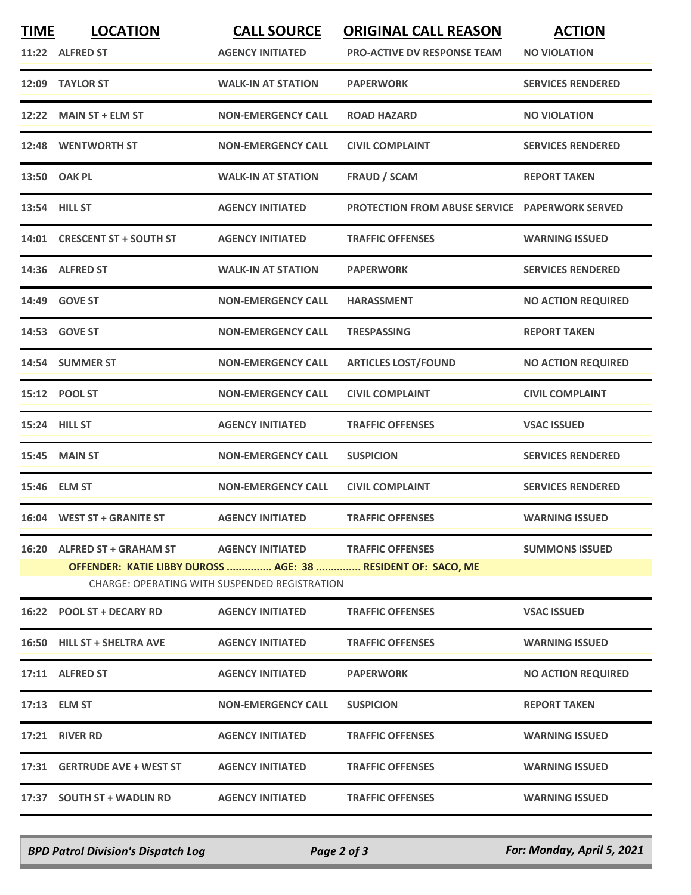| TIME | LOCATION | CALL SOURCE | ORIGINAL CALL REASON | ACTION |
|---|---|---|---|---|
| 11:22 | ALFRED ST | AGENCY INITIATED | PRO-ACTIVE DV RESPONSE TEAM | NO VIOLATION |
| 12:09 | TAYLOR ST | WALK-IN AT STATION | PAPERWORK | SERVICES RENDERED |
| 12:22 | MAIN ST + ELM ST | NON-EMERGENCY CALL | ROAD HAZARD | NO VIOLATION |
| 12:48 | WENTWORTH ST | NON-EMERGENCY CALL | CIVIL COMPLAINT | SERVICES RENDERED |
| 13:50 | OAK PL | WALK-IN AT STATION | FRAUD / SCAM | REPORT TAKEN |
| 13:54 | HILL ST | AGENCY INITIATED | PROTECTION FROM ABUSE SERVICE | PAPERWORK SERVED |
| 14:01 | CRESCENT ST + SOUTH ST | AGENCY INITIATED | TRAFFIC OFFENSES | WARNING ISSUED |
| 14:36 | ALFRED ST | WALK-IN AT STATION | PAPERWORK | SERVICES RENDERED |
| 14:49 | GOVE ST | NON-EMERGENCY CALL | HARASSMENT | NO ACTION REQUIRED |
| 14:53 | GOVE ST | NON-EMERGENCY CALL | TRESPASSING | REPORT TAKEN |
| 14:54 | SUMMER ST | NON-EMERGENCY CALL | ARTICLES LOST/FOUND | NO ACTION REQUIRED |
| 15:12 | POOL ST | NON-EMERGENCY CALL | CIVIL COMPLAINT | CIVIL COMPLAINT |
| 15:24 | HILL ST | AGENCY INITIATED | TRAFFIC OFFENSES | VSAC ISSUED |
| 15:45 | MAIN ST | NON-EMERGENCY CALL | SUSPICION | SERVICES RENDERED |
| 15:46 | ELM ST | NON-EMERGENCY CALL | CIVIL COMPLAINT | SERVICES RENDERED |
| 16:04 | WEST ST + GRANITE ST | AGENCY INITIATED | TRAFFIC OFFENSES | WARNING ISSUED |
| 16:20 | ALFRED ST + GRAHAM ST | AGENCY INITIATED | TRAFFIC OFFENSES | SUMMONS ISSUED |
| | OFFENDER: KATIE LIBBY DUROSS ............... AGE: 38 ............... RESIDENT OF: SACO, ME | | | |
| | CHARGE: OPERATING WITH SUSPENDED REGISTRATION | | | |
| 16:22 | POOL ST + DECARY RD | AGENCY INITIATED | TRAFFIC OFFENSES | VSAC ISSUED |
| 16:50 | HILL ST + SHELTRA AVE | AGENCY INITIATED | TRAFFIC OFFENSES | WARNING ISSUED |
| 17:11 | ALFRED ST | AGENCY INITIATED | PAPERWORK | NO ACTION REQUIRED |
| 17:13 | ELM ST | NON-EMERGENCY CALL | SUSPICION | REPORT TAKEN |
| 17:21 | RIVER RD | AGENCY INITIATED | TRAFFIC OFFENSES | WARNING ISSUED |
| 17:31 | GERTRUDE AVE + WEST ST | AGENCY INITIATED | TRAFFIC OFFENSES | WARNING ISSUED |
| 17:37 | SOUTH ST + WADLIN RD | AGENCY INITIATED | TRAFFIC OFFENSES | WARNING ISSUED |

*BPD Patrol Division's Dispatch Log* — *For: Monday, April 5, 2021*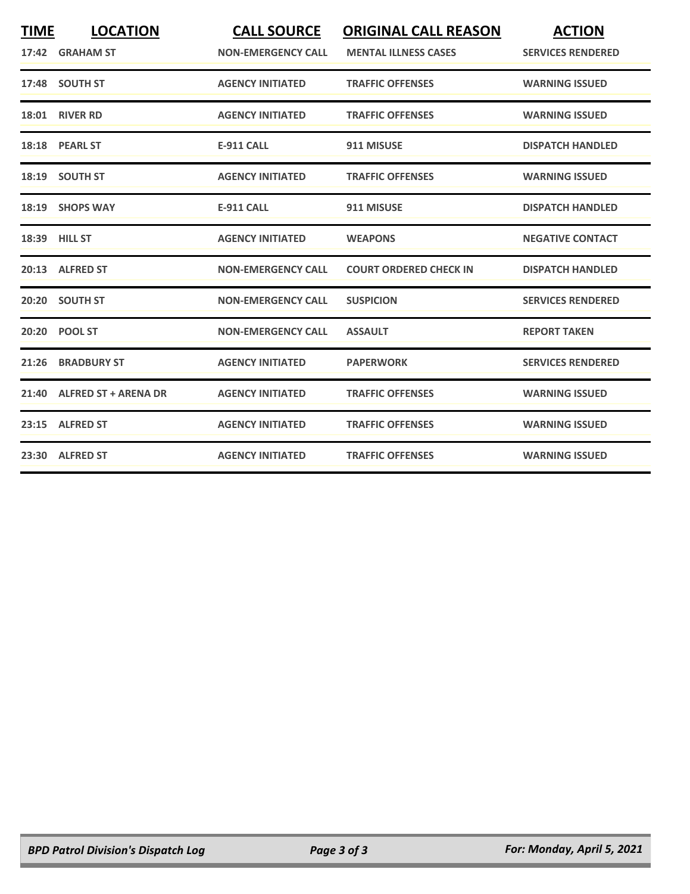| TIME | LOCATION | CALL SOURCE | ORIGINAL CALL REASON | ACTION |
| --- | --- | --- | --- | --- |
| 17:42 | GRAHAM ST | NON-EMERGENCY CALL | MENTAL ILLNESS CASES | SERVICES RENDERED |
| 17:48 | SOUTH ST | AGENCY INITIATED | TRAFFIC OFFENSES | WARNING ISSUED |
| 18:01 | RIVER RD | AGENCY INITIATED | TRAFFIC OFFENSES | WARNING ISSUED |
| 18:18 | PEARL ST | E-911 CALL | 911 MISUSE | DISPATCH HANDLED |
| 18:19 | SOUTH ST | AGENCY INITIATED | TRAFFIC OFFENSES | WARNING ISSUED |
| 18:19 | SHOPS WAY | E-911 CALL | 911 MISUSE | DISPATCH HANDLED |
| 18:39 | HILL ST | AGENCY INITIATED | WEAPONS | NEGATIVE CONTACT |
| 20:13 | ALFRED ST | NON-EMERGENCY CALL | COURT ORDERED CHECK IN | DISPATCH HANDLED |
| 20:20 | SOUTH ST | NON-EMERGENCY CALL | SUSPICION | SERVICES RENDERED |
| 20:20 | POOL ST | NON-EMERGENCY CALL | ASSAULT | REPORT TAKEN |
| 21:26 | BRADBURY ST | AGENCY INITIATED | PAPERWORK | SERVICES RENDERED |
| 21:40 | ALFRED ST + ARENA DR | AGENCY INITIATED | TRAFFIC OFFENSES | WARNING ISSUED |
| 23:15 | ALFRED ST | AGENCY INITIATED | TRAFFIC OFFENSES | WARNING ISSUED |
| 23:30 | ALFRED ST | AGENCY INITIATED | TRAFFIC OFFENSES | WARNING ISSUED |